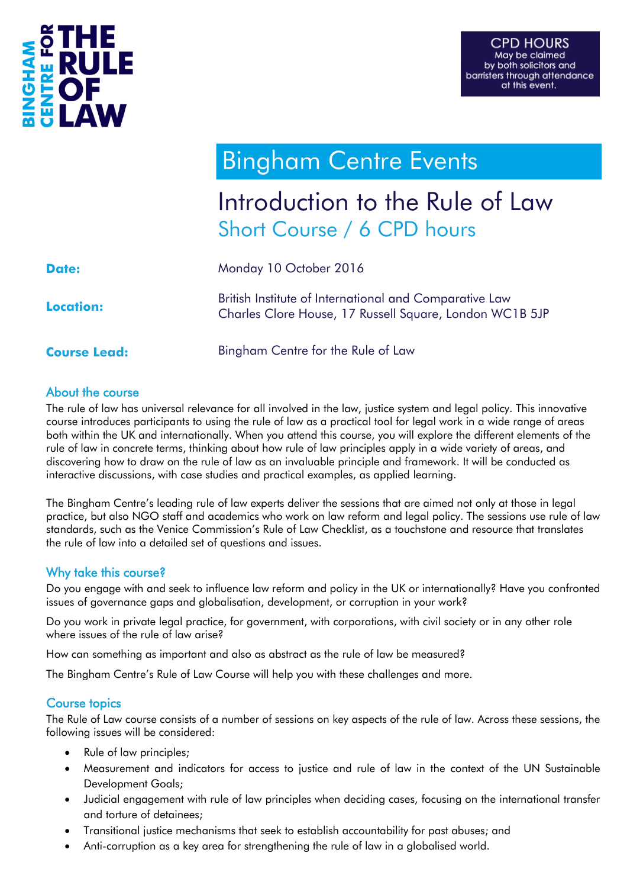BINGHAM CENTRE FOR THE RULE OF LAW

**CPD HOURS**
May be claimed by both solicitors and barristers through attendance at this event.

# Bingham Centre Events

## Introduction to the Rule of Law
### Short Course / 6 CPD hours

**Date:** Monday 10 October 2016

**Location:** British Institute of International and Comparative Law
Charles Clore House, 17 Russell Square, London WC1B 5JP

**Course Lead:** Bingham Centre for the Rule of Law

### About the course

The rule of law has universal relevance for all involved in the law, justice system and legal policy. This innovative course introduces participants to using the rule of law as a practical tool for legal work in a wide range of areas both within the UK and internationally. When you attend this course, you will explore the different elements of the rule of law in concrete terms, thinking about how rule of law principles apply in a wide variety of areas, and discovering how to draw on the rule of law as an invaluable principle and framework. It will be conducted as interactive discussions, with case studies and practical examples, as applied learning.

The Bingham Centre's leading rule of law experts deliver the sessions that are aimed not only at those in legal practice, but also NGO staff and academics who work on law reform and legal policy. The sessions use rule of law standards, such as the Venice Commission's Rule of Law Checklist, as a touchstone and resource that translates the rule of law into a detailed set of questions and issues.

### Why take this course?

Do you engage with and seek to influence law reform and policy in the UK or internationally? Have you confronted issues of governance gaps and globalisation, development, or corruption in your work?

Do you work in private legal practice, for government, with corporations, with civil society or in any other role where issues of the rule of law arise?

How can something as important and also as abstract as the rule of law be measured?

The Bingham Centre's Rule of Law Course will help you with these challenges and more.

### Course topics

The Rule of Law course consists of a number of sessions on key aspects of the rule of law. Across these sessions, the following issues will be considered:

- Rule of law principles;
- Measurement and indicators for access to justice and rule of law in the context of the UN Sustainable Development Goals;
- Judicial engagement with rule of law principles when deciding cases, focusing on the international transfer and torture of detainees;
- Transitional justice mechanisms that seek to establish accountability for past abuses; and
- Anti-corruption as a key area for strengthening the rule of law in a globalised world.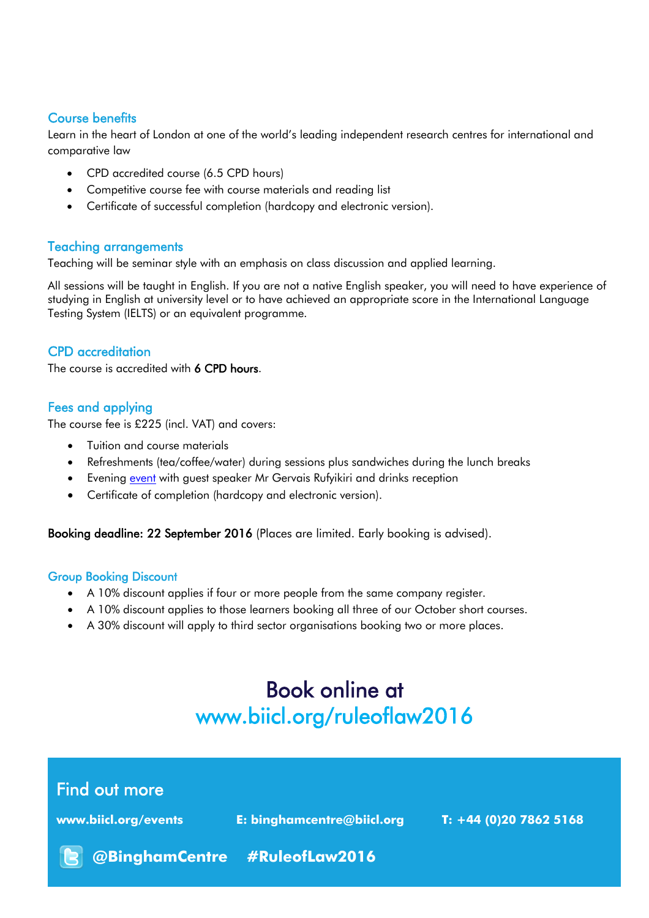## Course benefits

Learn in the heart of London at one of the world's leading independent research centres for international and comparative law

- CPD accredited course (6.5 CPD hours)
- Competitive course fee with course materials and reading list
- Certificate of successful completion (hardcopy and electronic version).

## Teaching arrangements

Teaching will be seminar style with an emphasis on class discussion and applied learning.

All sessions will be taught in English. If you are not a native English speaker, you will need to have experience of studying in English at university level or to have achieved an appropriate score in the International Language Testing System (IELTS) or an equivalent programme.

## CPD accreditation

The course is accredited with **6 CPD hours**.

## Fees and applying

The course fee is £225 (incl. VAT) and covers:

- Tuition and course materials
- Refreshments (tea/coffee/water) during sessions plus sandwiches during the lunch breaks
- Evening event with guest speaker Mr Gervais Rufyikiri and drinks reception
- Certificate of completion (hardcopy and electronic version).

**Booking deadline: 22 September 2016** (Places are limited. Early booking is advised).

## Group Booking Discount

- A 10% discount applies if four or more people from the same company register.
- A 10% discount applies to those learners booking all three of our October short courses.
- A 30% discount will apply to third sector organisations booking two or more places.

## Book online at www.biicl.org/ruleoflaw2016

## Find out more

**www.biicl.org/events** **E: binghamcentre@biicl.org** **T: +44 (0)20 7862 5168**

**@BinghamCentre #RuleofLaw2016**